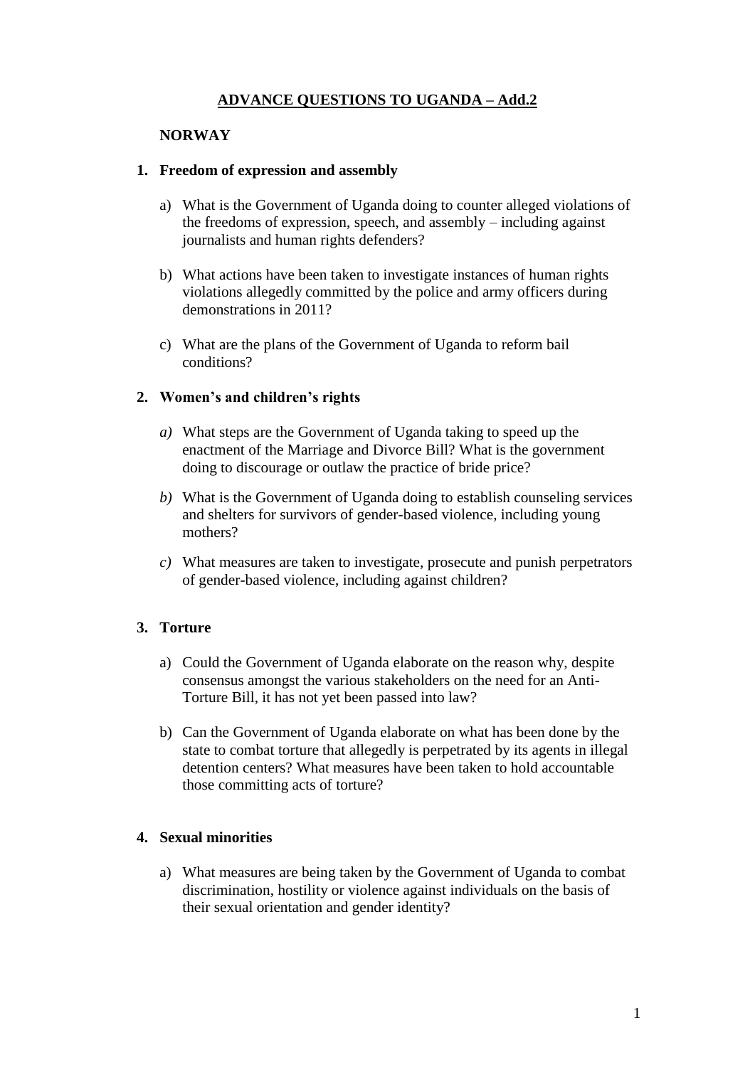# ADVANCE QUESTIONS TO UGANDA – Add.2

## NORWAY

### 1. Freedom of expression and assembly

a) What is the Government of Uganda doing to counter alleged violations of the freedoms of expression, speech, and assembly – including against journalists and human rights defenders?

b) What actions have been taken to investigate instances of human rights violations allegedly committed by the police and army officers during demonstrations in 2011?

c) What are the plans of the Government of Uganda to reform bail conditions?

### 2. Women's and children's rights

*a)* What steps are the Government of Uganda taking to speed up the enactment of the Marriage and Divorce Bill? What is the government doing to discourage or outlaw the practice of bride price?

*b)* What is the Government of Uganda doing to establish counseling services and shelters for survivors of gender-based violence, including young mothers?

*c)* What measures are taken to investigate, prosecute and punish perpetrators of gender-based violence, including against children?

### 3. Torture

a) Could the Government of Uganda elaborate on the reason why, despite consensus amongst the various stakeholders on the need for an Anti-Torture Bill, it has not yet been passed into law?

b) Can the Government of Uganda elaborate on what has been done by the state to combat torture that allegedly is perpetrated by its agents in illegal detention centers? What measures have been taken to hold accountable those committing acts of torture?

### 4. Sexual minorities

a) What measures are being taken by the Government of Uganda to combat discrimination, hostility or violence against individuals on the basis of their sexual orientation and gender identity?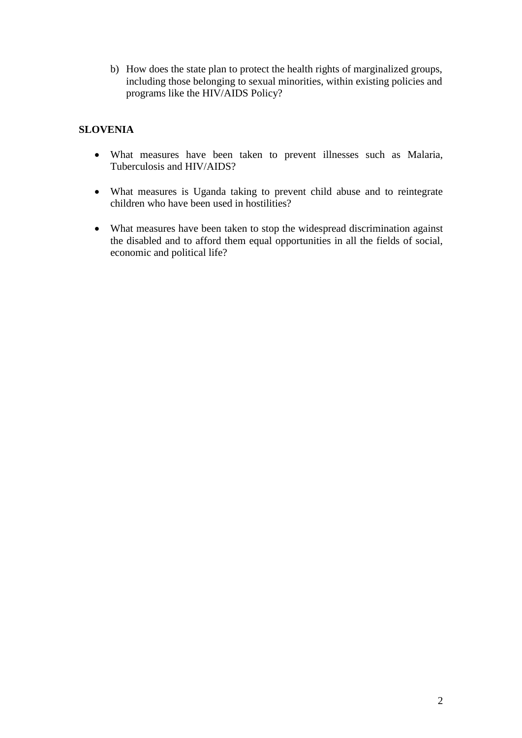b) How does the state plan to protect the health rights of marginalized groups, including those belonging to sexual minorities, within existing policies and programs like the HIV/AIDS Policy?

**SLOVENIA**

- What measures have been taken to prevent illnesses such as Malaria, Tuberculosis and HIV/AIDS?
- What measures is Uganda taking to prevent child abuse and to reintegrate children who have been used in hostilities?
- What measures have been taken to stop the widespread discrimination against the disabled and to afford them equal opportunities in all the fields of social, economic and political life?